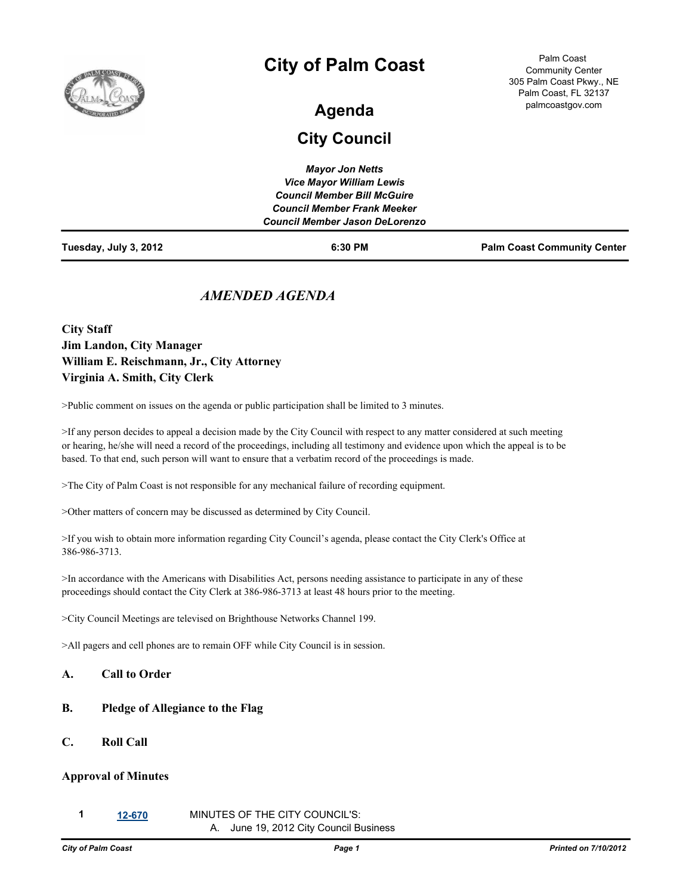# City of Palm Coast

Palm Coast Community Center
305 Palm Coast Pkwy., NE
Palm Coast, FL 32137
palmcoastgov.com

## Agenda

## City Council

***Mayor Jon Netts***
***Vice Mayor William Lewis***
***Council Member Bill McGuire***
***Council Member Frank Meeker***
***Council Member Jason DeLorenzo***

**Tuesday, July 3, 2012** **6:30 PM** **Palm Coast Community Center**

*AMENDED AGENDA*

**City Staff**
**Jim Landon, City Manager**
**William E. Reischmann, Jr., City Attorney**
**Virginia A. Smith, City Clerk**

>Public comment on issues on the agenda or public participation shall be limited to 3 minutes.

>If any person decides to appeal a decision made by the City Council with respect to any matter considered at such meeting or hearing, he/she will need a record of the proceedings, including all testimony and evidence upon which the appeal is to be based. To that end, such person will want to ensure that a verbatim record of the proceedings is made.

>The City of Palm Coast is not responsible for any mechanical failure of recording equipment.

>Other matters of concern may be discussed as determined by City Council.

>If you wish to obtain more information regarding City Council's agenda, please contact the City Clerk's Office at 386-986-3713.

>In accordance with the Americans with Disabilities Act, persons needing assistance to participate in any of these proceedings should contact the City Clerk at 386-986-3713 at least 48 hours prior to the meeting.

>City Council Meetings are televised on Brighthouse Networks Channel 199.

>All pagers and cell phones are to remain OFF while City Council is in session.

### A. Call to Order

### B. Pledge of Allegiance to the Flag

### C. Roll Call

### Approval of Minutes

1 12-670 MINUTES OF THE CITY COUNCIL'S:
A. June 19, 2012 City Council Business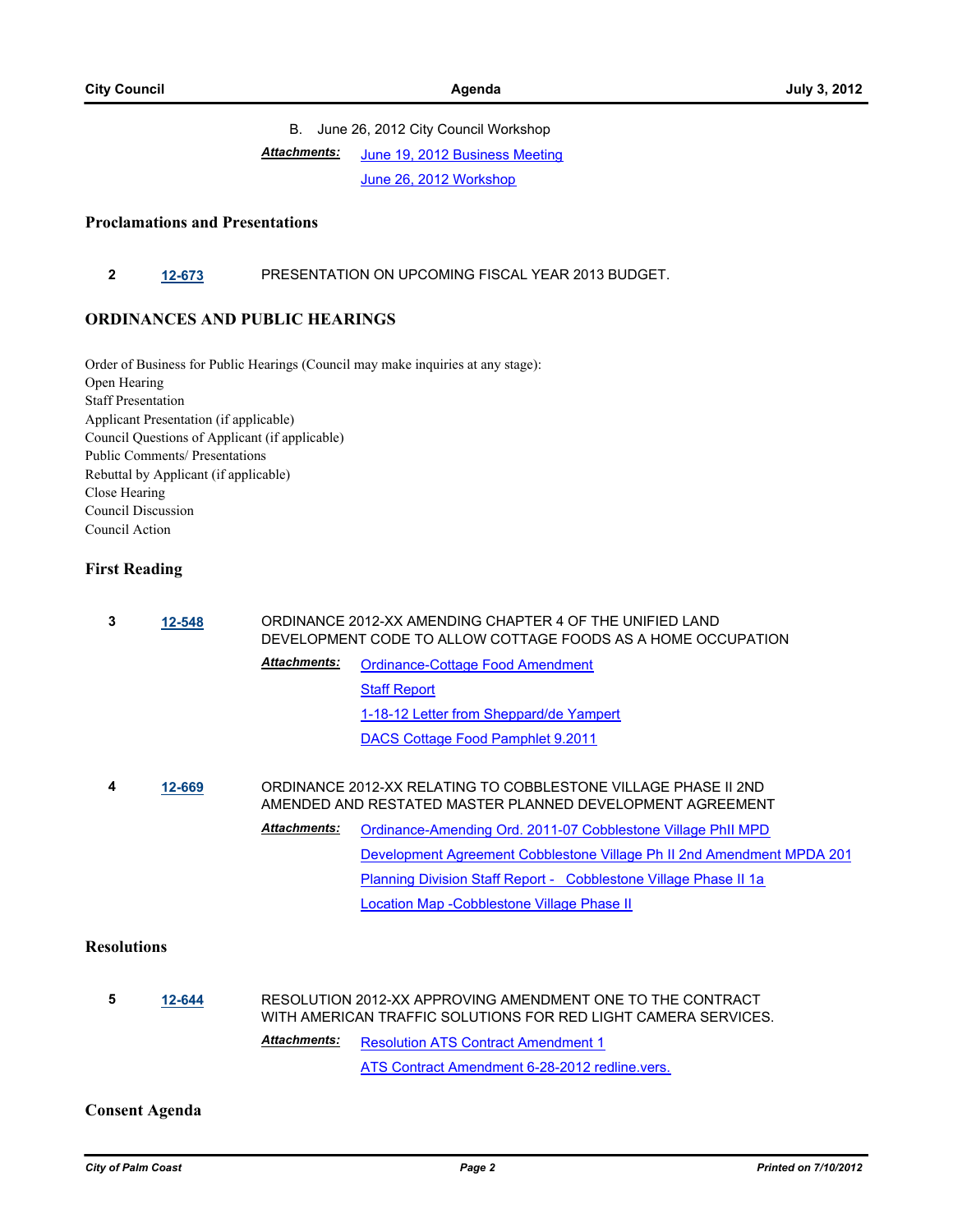B. June 26, 2012 City Council Workshop

***Attachments:*** June 19, 2012 Business Meeting

June 26, 2012 Workshop

## Proclamations and Presentations

**2** **12-673** PRESENTATION ON UPCOMING FISCAL YEAR 2013 BUDGET.

## ORDINANCES AND PUBLIC HEARINGS

Order of Business for Public Hearings (Council may make inquiries at any stage):
Open Hearing
Staff Presentation
Applicant Presentation (if applicable)
Council Questions of Applicant (if applicable)
Public Comments/ Presentations
Rebuttal by Applicant (if applicable)
Close Hearing
Council Discussion
Council Action

## First Reading

**3** **12-548** ORDINANCE 2012-XX AMENDING CHAPTER 4 OF THE UNIFIED LAND DEVELOPMENT CODE TO ALLOW COTTAGE FOODS AS A HOME OCCUPATION

***Attachments:*** Ordinance-Cottage Food Amendment

Staff Report

1-18-12 Letter from Sheppard/de Yampert

DACS Cottage Food Pamphlet 9.2011

**4** **12-669** ORDINANCE 2012-XX RELATING TO COBBLESTONE VILLAGE PHASE II 2ND AMENDED AND RESTATED MASTER PLANNED DEVELOPMENT AGREEMENT

***Attachments:*** Ordinance-Amending Ord. 2011-07 Cobblestone Village PhII MPD

Development Agreement Cobblestone Village Ph II 2nd Amendment MPDA 201

Planning Division Staff Report - Cobblestone Village Phase II 1a

Location Map -Cobblestone Village Phase II

## Resolutions

**5** **12-644** RESOLUTION 2012-XX APPROVING AMENDMENT ONE TO THE CONTRACT WITH AMERICAN TRAFFIC SOLUTIONS FOR RED LIGHT CAMERA SERVICES.

***Attachments:*** Resolution ATS Contract Amendment 1

ATS Contract Amendment 6-28-2012 redline.vers.

## Consent Agenda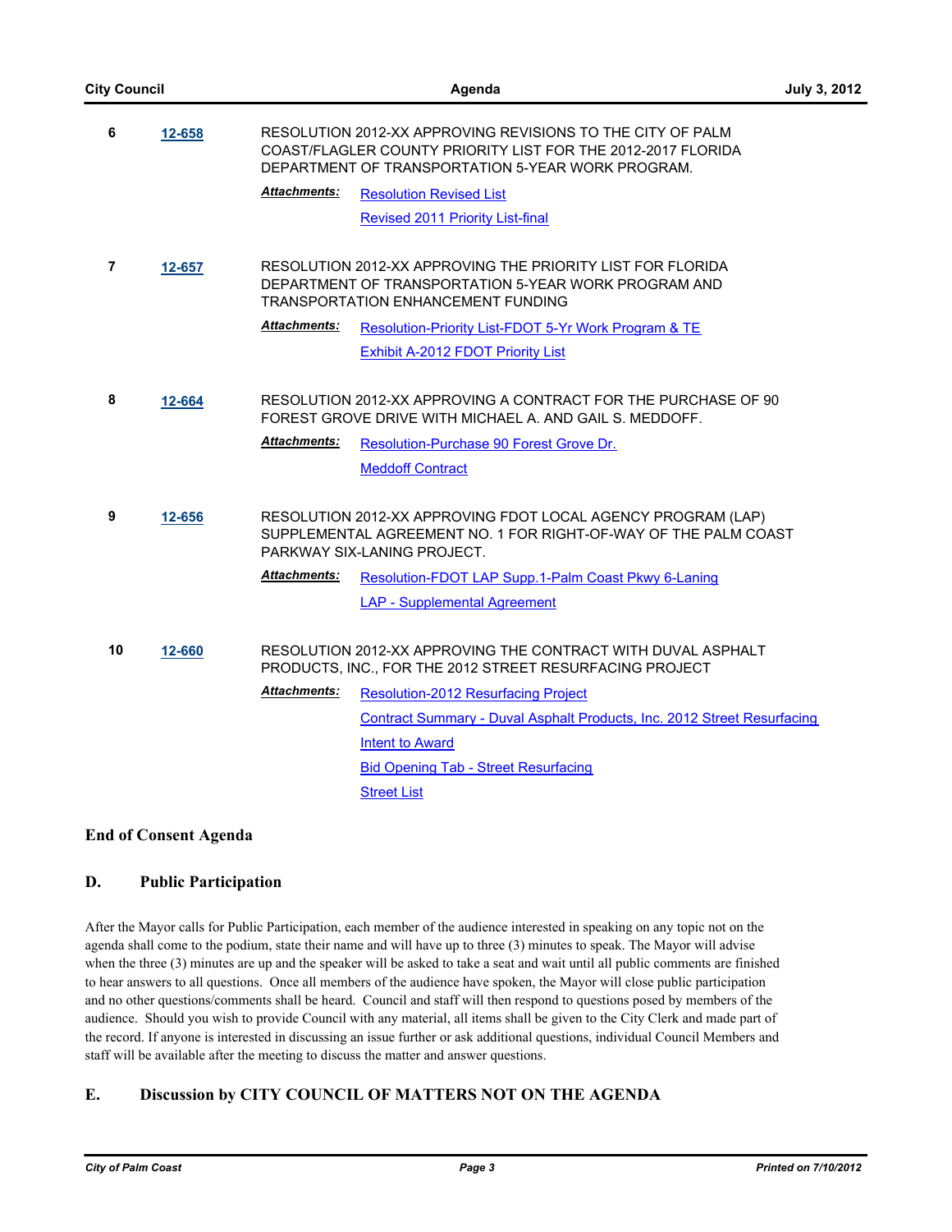**6** **12-658** RESOLUTION 2012-XX APPROVING REVISIONS TO THE CITY OF PALM COAST/FLAGLER COUNTY PRIORITY LIST FOR THE 2012-2017 FLORIDA DEPARTMENT OF TRANSPORTATION 5-YEAR WORK PROGRAM.

***Attachments:*** Resolution Revised List
Revised 2011 Priority List-final

**7** **12-657** RESOLUTION 2012-XX APPROVING THE PRIORITY LIST FOR FLORIDA DEPARTMENT OF TRANSPORTATION 5-YEAR WORK PROGRAM AND TRANSPORTATION ENHANCEMENT FUNDING

***Attachments:*** Resolution-Priority List-FDOT 5-Yr Work Program & TE
Exhibit A-2012 FDOT Priority List

**8** **12-664** RESOLUTION 2012-XX APPROVING A CONTRACT FOR THE PURCHASE OF 90 FOREST GROVE DRIVE WITH MICHAEL A. AND GAIL S. MEDDOFF.

***Attachments:*** Resolution-Purchase 90 Forest Grove Dr.
Meddoff Contract

**9** **12-656** RESOLUTION 2012-XX APPROVING FDOT LOCAL AGENCY PROGRAM (LAP) SUPPLEMENTAL AGREEMENT NO. 1 FOR RIGHT-OF-WAY OF THE PALM COAST PARKWAY SIX-LANING PROJECT.

***Attachments:*** Resolution-FDOT LAP Supp.1-Palm Coast Pkwy 6-Laning
LAP - Supplemental Agreement

**10** **12-660** RESOLUTION 2012-XX APPROVING THE CONTRACT WITH DUVAL ASPHALT PRODUCTS, INC., FOR THE 2012 STREET RESURFACING PROJECT

***Attachments:*** Resolution-2012 Resurfacing Project
Contract Summary - Duval Asphalt Products, Inc. 2012 Street Resurfacing
Intent to Award
Bid Opening Tab - Street Resurfacing
Street List

**End of Consent Agenda**

## D. Public Participation

After the Mayor calls for Public Participation, each member of the audience interested in speaking on any topic not on the agenda shall come to the podium, state their name and will have up to three (3) minutes to speak. The Mayor will advise when the three (3) minutes are up and the speaker will be asked to take a seat and wait until all public comments are finished to hear answers to all questions. Once all members of the audience have spoken, the Mayor will close public participation and no other questions/comments shall be heard. Council and staff will then respond to questions posed by members of the audience. Should you wish to provide Council with any material, all items shall be given to the City Clerk and made part of the record. If anyone is interested in discussing an issue further or ask additional questions, individual Council Members and staff will be available after the meeting to discuss the matter and answer questions.

## E. Discussion by CITY COUNCIL OF MATTERS NOT ON THE AGENDA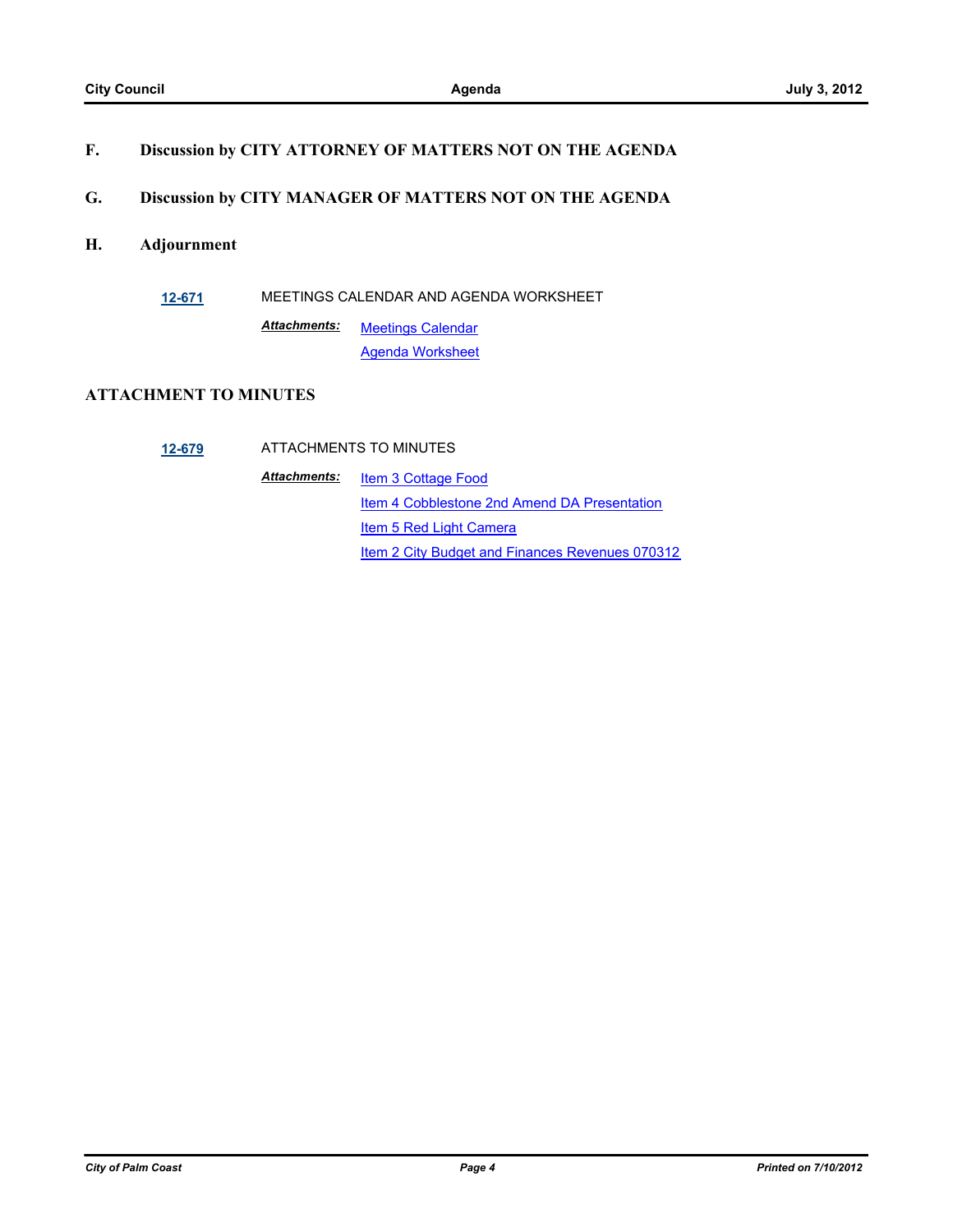## F. Discussion by CITY ATTORNEY OF MATTERS NOT ON THE AGENDA

## G. Discussion by CITY MANAGER OF MATTERS NOT ON THE AGENDA

## H. Adjournment

**12-671** MEETINGS CALENDAR AND AGENDA WORKSHEET

***Attachments:*** Meetings Calendar
Agenda Worksheet

## ATTACHMENT TO MINUTES

**12-679** ATTACHMENTS TO MINUTES

***Attachments:*** Item 3 Cottage Food
Item 4 Cobblestone 2nd Amend DA Presentation
Item 5 Red Light Camera
Item 2 City Budget and Finances Revenues 070312